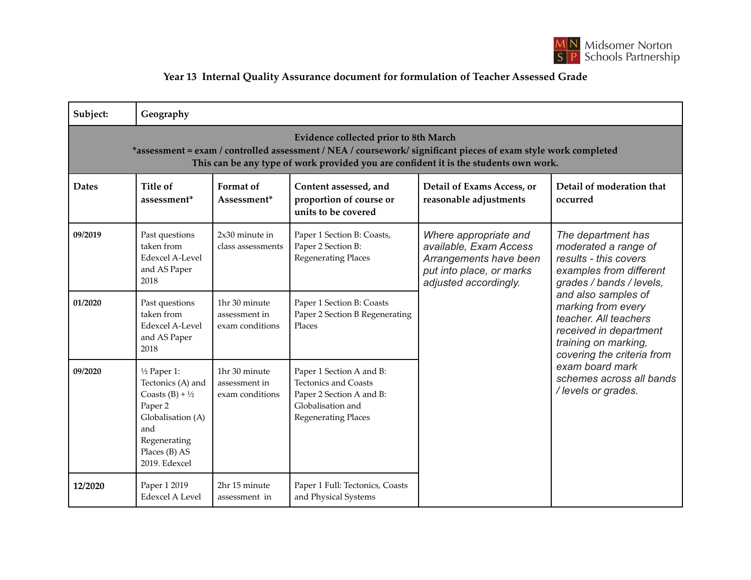# Year 13 Internal Quality Assurance document for formulation of Teacher Assessed Grade

| Subject: | Geography | | | | |
|---|---|---|---|---|---|
| **Evidence collected prior to 8th March**<br>**\*assessment = exam / controlled assessment / NEA / coursework/ significant pieces of exam style work completed**<br>**This can be any type of work provided you are confident it is the students own work.** | | | | | |
| **Dates** | **Title of assessment\*** | **Format of Assessment\*** | **Content assessed, and proportion of course or units to be covered** | **Detail of Exams Access, or reasonable adjustments** | **Detail of moderation that occurred** |
| **09/2019** | Past questions taken from Edexcel A-Level and AS Paper 2018 | 2x30 minute in class assessments | Paper 1 Section B: Coasts, Paper 2 Section B: Regenerating Places | *Where appropriate and available, Exam Access Arrangements have been put into place, or marks adjusted accordingly.* | *The department has moderated a range of results - this covers examples from different grades / bands / levels, and also samples of marking from every teacher. All teachers received in department training on marking, covering the criteria from exam board mark schemes across all bands / levels or grades.* |
| **01/2020** | Past questions taken from Edexcel A-Level and AS Paper 2018 | 1hr 30 minute assessment in exam conditions | Paper 1 Section B: Coasts Paper 2 Section B Regenerating Places | | |
| **09/2020** | ½ Paper 1: Tectonics (A) and Coasts (B) + ½ Paper 2 Globalisation (A) and Regenerating Places (B) AS 2019. Edexcel | 1hr 30 minute assessment in exam conditions | Paper 1 Section A and B: Tectonics and Coasts Paper 2 Section A and B: Globalisation and Regenerating Places | | |
| **12/2020** | Paper 1 2019 Edexcel A Level | 2hr 15 minute assessment in | Paper 1 Full: Tectonics, Coasts and Physical Systems | | |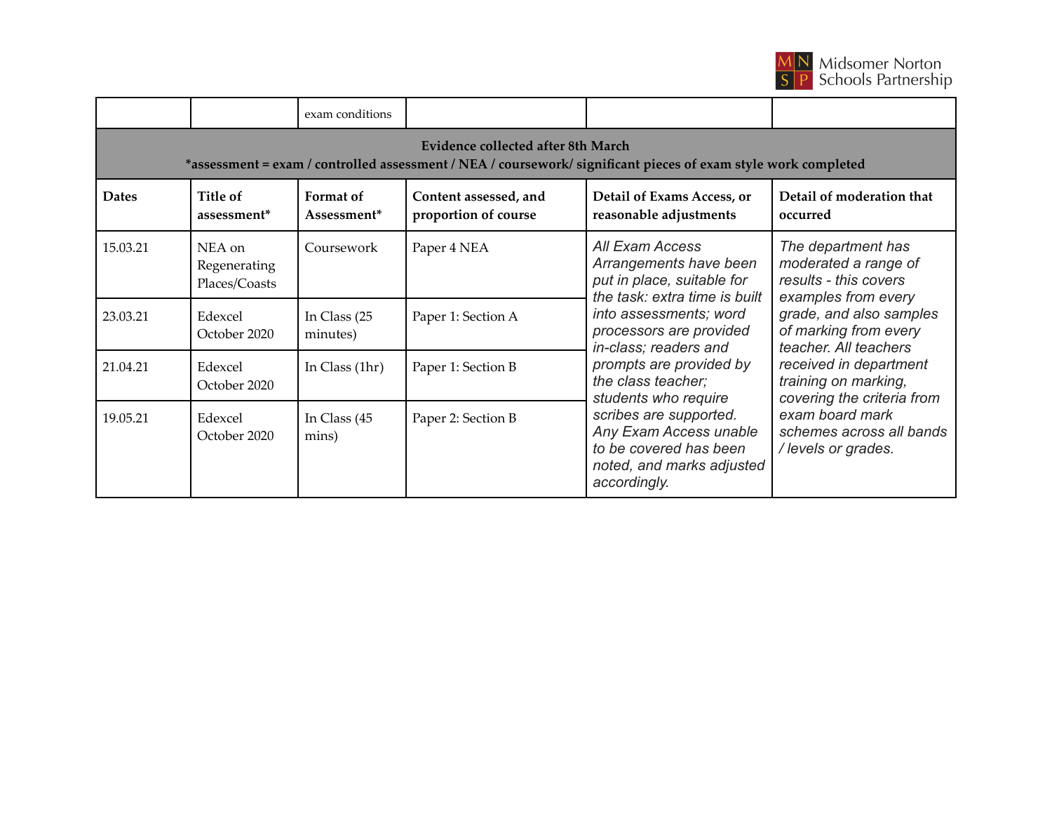| | | | | | |
|---|---|---|---|---|---|
| | | exam conditions | | | |
| **Evidence collected after 8th March**<br>**\*assessment = exam / controlled assessment / NEA / coursework/ significant pieces of exam style work completed** | | | | | |
| **Dates** | **Title of assessment\*** | **Format of Assessment\*** | **Content assessed, and proportion of course** | **Detail of Exams Access, or reasonable adjustments** | **Detail of moderation that occurred** |
| 15.03.21 | NEA on Regenerating Places/Coasts | Coursework | Paper 4 NEA | *All Exam Access Arrangements have been put in place, suitable for the task: extra time is built into assessments; word processors are provided in-class; readers and prompts are provided by the class teacher; students who require scribes are supported. Any Exam Access unable to be covered has been noted, and marks adjusted accordingly.* | *The department has moderated a range of results - this covers examples from every grade, and also samples of marking from every teacher. All teachers received in department training on marking, covering the criteria from exam board mark schemes across all bands / levels or grades.* |
| 23.03.21 | Edexcel October 2020 | In Class (25 minutes) | Paper 1: Section A | | |
| 21.04.21 | Edexcel October 2020 | In Class (1hr) | Paper 1: Section B | | |
| 19.05.21 | Edexcel October 2020 | In Class (45 mins) | Paper 2: Section B | | |